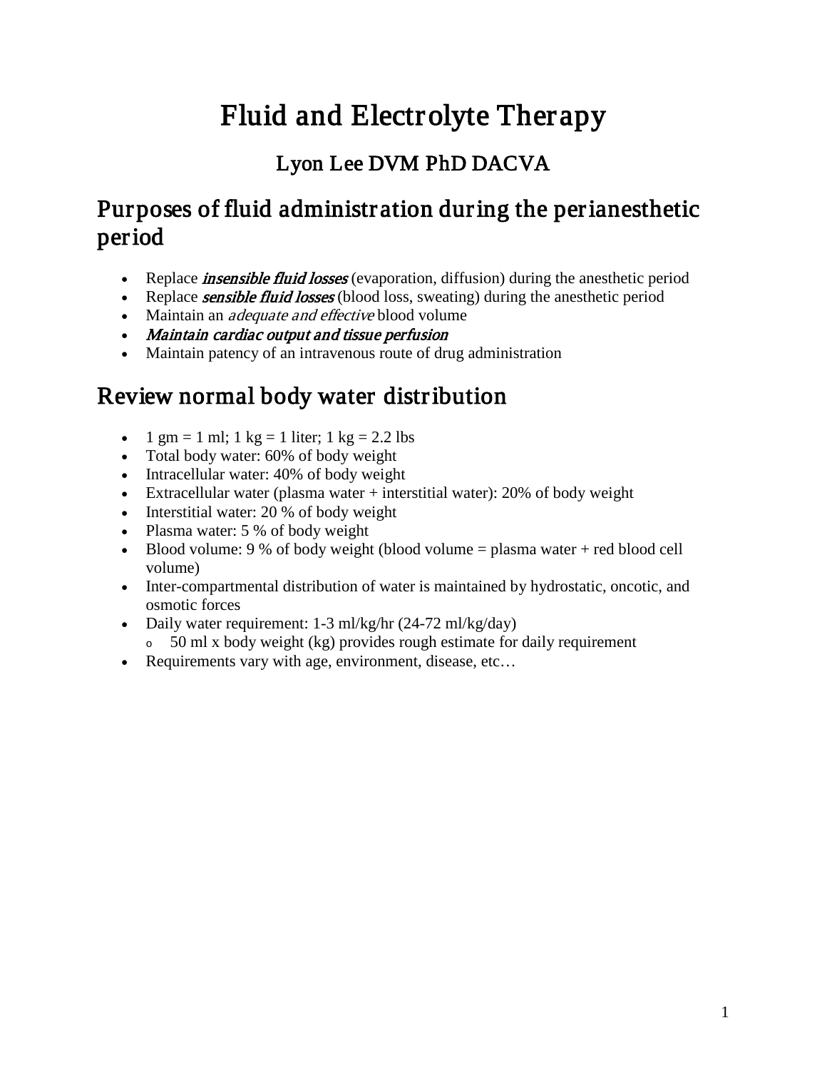# Fluid and Electrolyte Therapy

### Lyon Lee DVM PhD DACVA

## Purposes of fluid administration during the perianesthetic period

- Replace ***insensible fluid losses*** (evaporation, diffusion) during the anesthetic period
- Replace ***sensible fluid losses*** (blood loss, sweating) during the anesthetic period
- Maintain an *adequate and effective* blood volume
- ***Maintain cardiac output and tissue perfusion***
- Maintain patency of an intravenous route of drug administration

## Review normal body water distribution

- 1 gm = 1 ml; 1 kg = 1 liter; 1 kg = 2.2 lbs
- Total body water: 60% of body weight
- Intracellular water: 40% of body weight
- Extracellular water (plasma water + interstitial water): 20% of body weight
- Interstitial water: 20 % of body weight
- Plasma water: 5 % of body weight
- Blood volume: 9 % of body weight (blood volume = plasma water + red blood cell volume)
- Inter-compartmental distribution of water is maintained by hydrostatic, oncotic, and osmotic forces
- Daily water requirement: 1-3 ml/kg/hr (24-72 ml/kg/day)
  - 50 ml x body weight (kg) provides rough estimate for daily requirement
- Requirements vary with age, environment, disease, etc…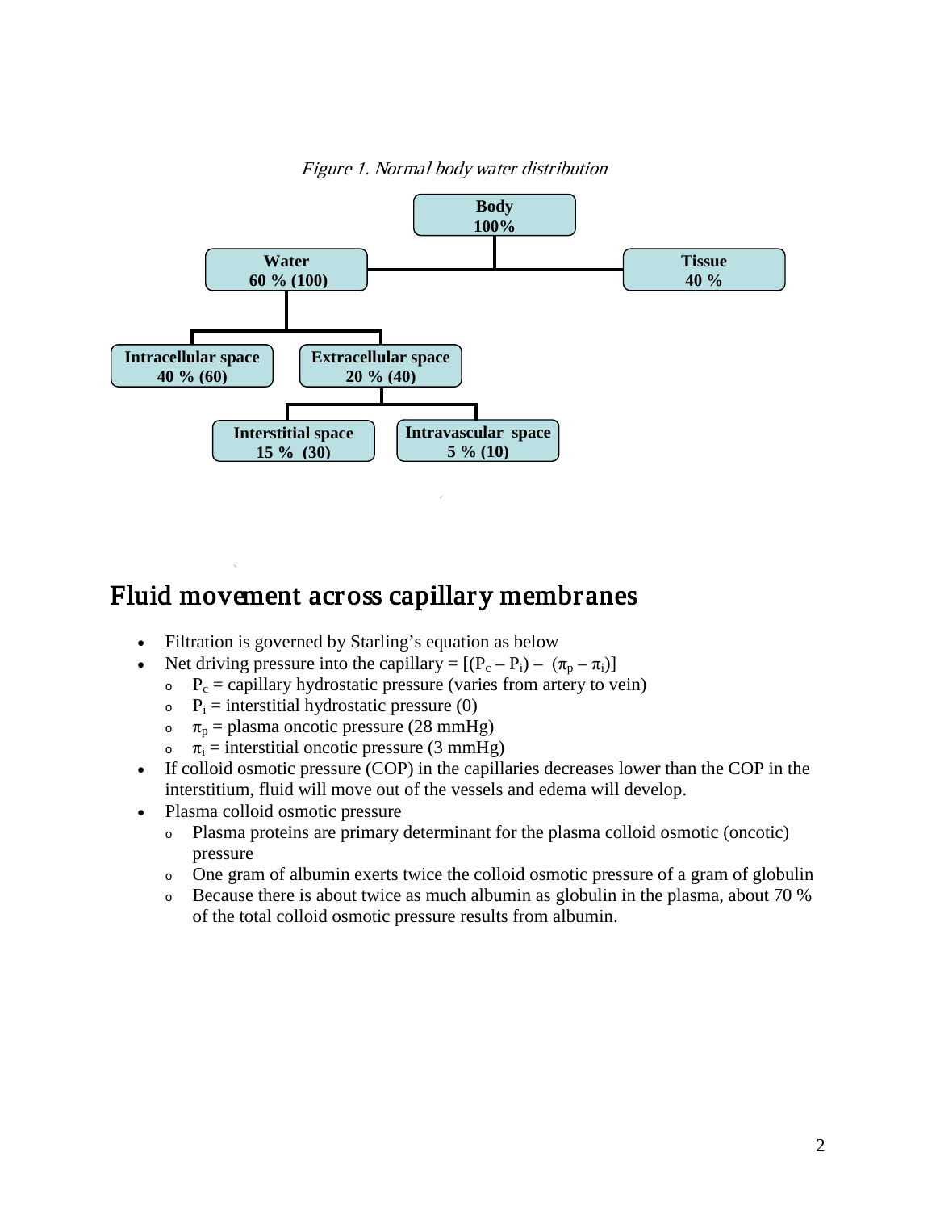*Figure 1. Normal body water distribution*

- **Body** 100%
  - **Water** 60 % (100)
    - **Intracellular space** 40 % (60)
    - **Extracellular space** 20 % (40)
      - **Interstitial space** 15 % (30)
      - **Intravascular space** 5 % (10)
  - **Tissue** 40 %

## Fluid movement across capillary membranes

- Filtration is governed by Starling's equation as below
- Net driving pressure into the capillary = $[(P_c - P_i) - (\pi_p - \pi_i)]$
  - $P_c$ = capillary hydrostatic pressure (varies from artery to vein)
  - $P_i$ = interstitial hydrostatic pressure (0)
  - $\pi_p$ = plasma oncotic pressure (28 mmHg)
  - $\pi_i$ = interstitial oncotic pressure (3 mmHg)
- If colloid osmotic pressure (COP) in the capillaries decreases lower than the COP in the interstitium, fluid will move out of the vessels and edema will develop.
- Plasma colloid osmotic pressure
  - Plasma proteins are primary determinant for the plasma colloid osmotic (oncotic) pressure
  - One gram of albumin exerts twice the colloid osmotic pressure of a gram of globulin
  - Because there is about twice as much albumin as globulin in the plasma, about 70 % of the total colloid osmotic pressure results from albumin.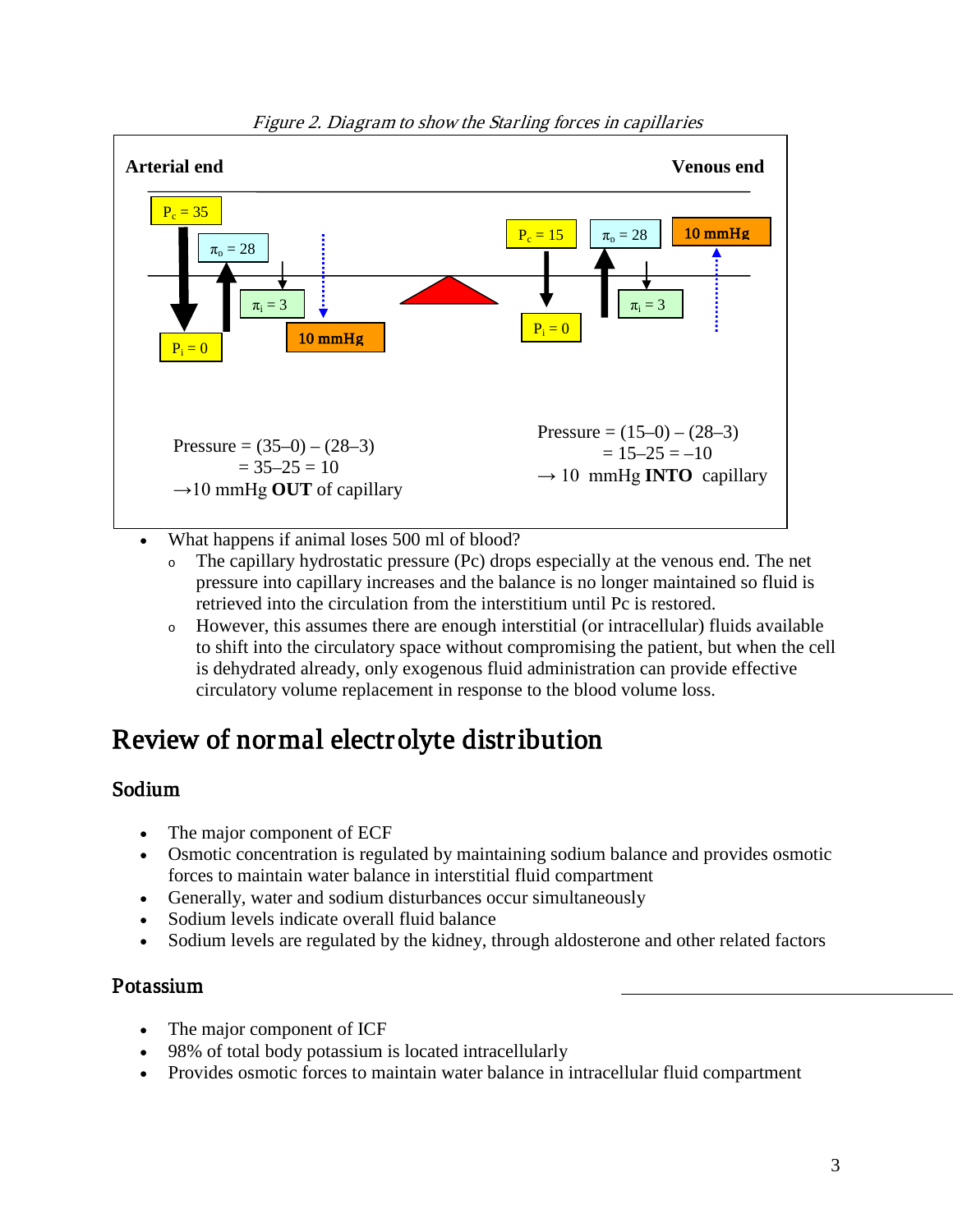*Figure 2. Diagram to show the Starling forces in capillaries*

**Arterial end** | **Venous end**

$P_c = 35$, $\pi_p = 28$, $\pi_i = 3$, $P_i = 0$, 10 mmHg | $P_c = 15$, $\pi_p = 28$, $\pi_i = 3$, $P_i = 0$, 10 mmHg

Pressure = (35–0) – (28–3)
= 35–25 = 10
→10 mmHg **OUT** of capillary

Pressure = (15–0) – (28–3)
= 15–25 = –10
→ 10 mmHg **INTO** capillary

- What happens if animal loses 500 ml of blood?
  - The capillary hydrostatic pressure (Pc) drops especially at the venous end. The net pressure into capillary increases and the balance is no longer maintained so fluid is retrieved into the circulation from the interstitium until Pc is restored.
  - However, this assumes there are enough interstitial (or intracellular) fluids available to shift into the circulatory space without compromising the patient, but when the cell is dehydrated already, only exogenous fluid administration can provide effective circulatory volume replacement in response to the blood volume loss.

# Review of normal electrolyte distribution

## Sodium

- The major component of ECF
- Osmotic concentration is regulated by maintaining sodium balance and provides osmotic forces to maintain water balance in interstitial fluid compartment
- Generally, water and sodium disturbances occur simultaneously
- Sodium levels indicate overall fluid balance
- Sodium levels are regulated by the kidney, through aldosterone and other related factors

## Potassium

- The major component of ICF
- 98% of total body potassium is located intracellularly
- Provides osmotic forces to maintain water balance in intracellular fluid compartment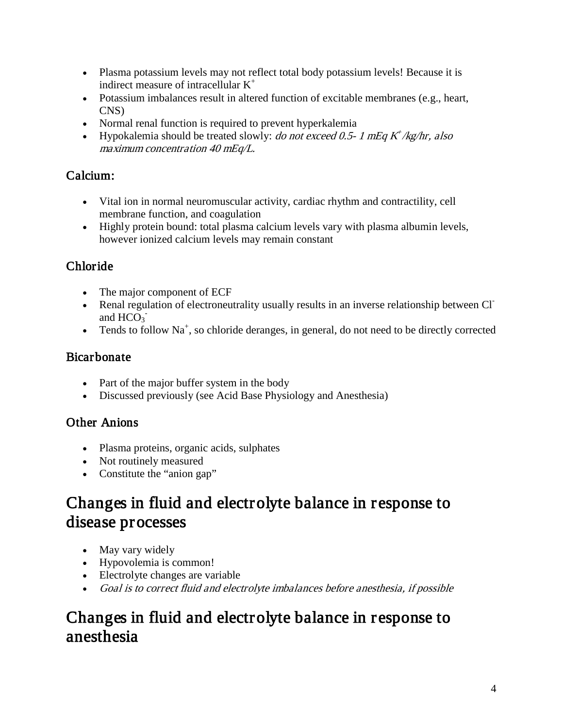- Plasma potassium levels may not reflect total body potassium levels! Because it is indirect measure of intracellular $K^+$
- Potassium imbalances result in altered function of excitable membranes (e.g., heart, CNS)
- Normal renal function is required to prevent hyperkalemia
- Hypokalemia should be treated slowly: *do not exceed 0.5- 1 mEq $K^+$/kg/hr, also maximum concentration 40 mEq/L.*

### Calcium:

- Vital ion in normal neuromuscular activity, cardiac rhythm and contractility, cell membrane function, and coagulation
- Highly protein bound: total plasma calcium levels vary with plasma albumin levels, however ionized calcium levels may remain constant

### Chloride

- The major component of ECF
- Renal regulation of electroneutrality usually results in an inverse relationship between $Cl^-$ and $HCO_3^-$
- Tends to follow $Na^+$, so chloride deranges, in general, do not need to be directly corrected

### Bicarbonate

- Part of the major buffer system in the body
- Discussed previously (see Acid Base Physiology and Anesthesia)

### Other Anions

- Plasma proteins, organic acids, sulphates
- Not routinely measured
- Constitute the "anion gap"

## Changes in fluid and electrolyte balance in response to disease processes

- May vary widely
- Hypovolemia is common!
- Electrolyte changes are variable
- *Goal is to correct fluid and electrolyte imbalances before anesthesia, if possible*

## Changes in fluid and electrolyte balance in response to anesthesia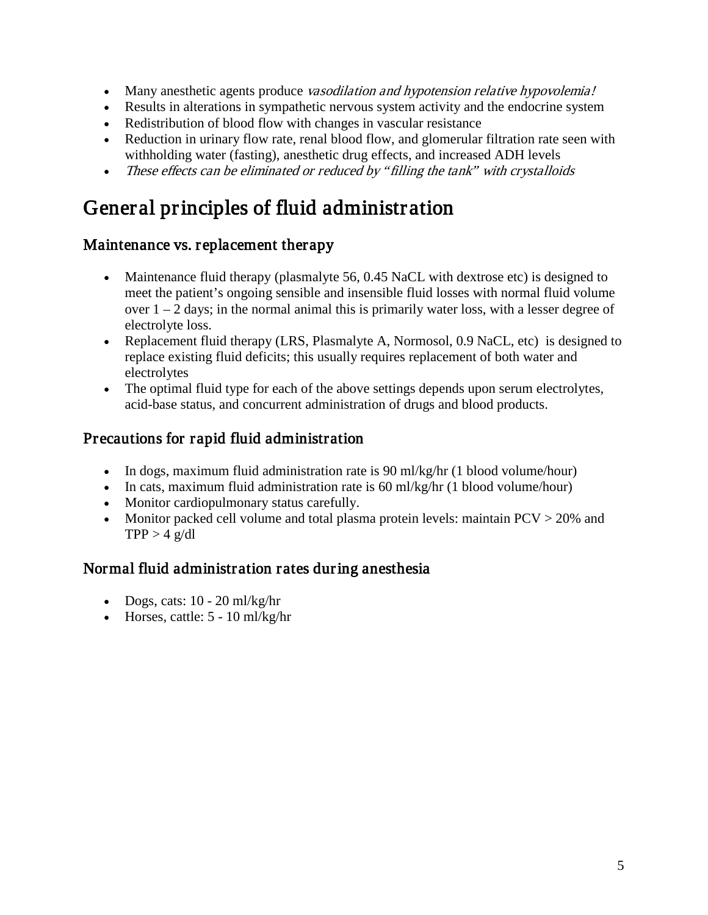- Many anesthetic agents produce *vasodilation and hypotension relative hypovolemia!*
- Results in alterations in sympathetic nervous system activity and the endocrine system
- Redistribution of blood flow with changes in vascular resistance
- Reduction in urinary flow rate, renal blood flow, and glomerular filtration rate seen with withholding water (fasting), anesthetic drug effects, and increased ADH levels
- *These effects can be eliminated or reduced by "filling the tank" with crystalloids*

# General principles of fluid administration

## Maintenance vs. replacement therapy

- Maintenance fluid therapy (plasmalyte 56, 0.45 NaCL with dextrose etc) is designed to meet the patient's ongoing sensible and insensible fluid losses with normal fluid volume over 1 – 2 days; in the normal animal this is primarily water loss, with a lesser degree of electrolyte loss.
- Replacement fluid therapy (LRS, Plasmalyte A, Normosol, 0.9 NaCL, etc) is designed to replace existing fluid deficits; this usually requires replacement of both water and electrolytes
- The optimal fluid type for each of the above settings depends upon serum electrolytes, acid-base status, and concurrent administration of drugs and blood products.

## Precautions for rapid fluid administration

- In dogs, maximum fluid administration rate is 90 ml/kg/hr (1 blood volume/hour)
- In cats, maximum fluid administration rate is 60 ml/kg/hr (1 blood volume/hour)
- Monitor cardiopulmonary status carefully.
- Monitor packed cell volume and total plasma protein levels: maintain PCV > 20% and TPP > 4 g/dl

## Normal fluid administration rates during anesthesia

- Dogs, cats: 10 - 20 ml/kg/hr
- Horses, cattle: 5 - 10 ml/kg/hr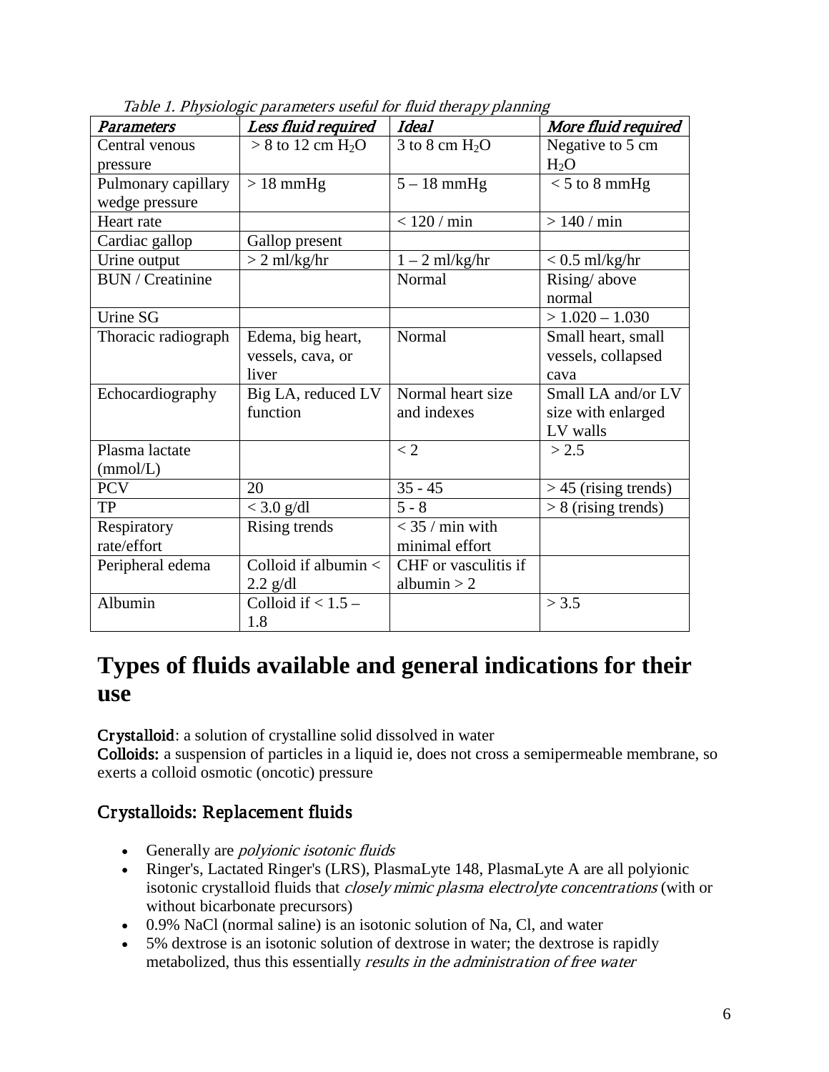*Table 1. Physiologic parameters useful for fluid therapy planning*

| *Parameters* | *Less fluid required* | *Ideal* | *More fluid required* |
|---|---|---|---|
| Central venous pressure | > 8 to 12 cm $H_2O$ | 3 to 8 cm $H_2O$ | Negative to 5 cm $H_2O$ |
| Pulmonary capillary wedge pressure | > 18 mmHg | 5 – 18 mmHg | < 5 to 8 mmHg |
| Heart rate | | < 120 / min | > 140 / min |
| Cardiac gallop | Gallop present | | |
| Urine output | > 2 ml/kg/hr | 1 – 2 ml/kg/hr | < 0.5 ml/kg/hr |
| BUN / Creatinine | | Normal | Rising/ above normal |
| Urine SG | | | > 1.020 – 1.030 |
| Thoracic radiograph | Edema, big heart, vessels, cava, or liver | Normal | Small heart, small vessels, collapsed cava |
| Echocardiography | Big LA, reduced LV function | Normal heart size and indexes | Small LA and/or LV size with enlarged LV walls |
| Plasma lactate (mmol/L) | | < 2 | > 2.5 |
| PCV | 20 | 35 - 45 | > 45 (rising trends) |
| TP | < 3.0 g/dl | 5 - 8 | > 8 (rising trends) |
| Respiratory rate/effort | Rising trends | < 35 / min with minimal effort | |
| Peripheral edema | Colloid if albumin < 2.2 g/dl | CHF or vasculitis if albumin > 2 | |
| Albumin | Colloid if < 1.5 – 1.8 | | > 3.5 |

# Types of fluids available and general indications for their use

**Crystalloid**: a solution of crystalline solid dissolved in water
**Colloids:** a suspension of particles in a liquid ie, does not cross a semipermeable membrane, so exerts a colloid osmotic (oncotic) pressure

## Crystalloids: Replacement fluids

- Generally are *polyionic isotonic fluids*
- Ringer's, Lactated Ringer's (LRS), PlasmaLyte 148, PlasmaLyte A are all polyionic isotonic crystalloid fluids that *closely mimic plasma electrolyte concentrations* (with or without bicarbonate precursors)
- 0.9% NaCl (normal saline) is an isotonic solution of Na, Cl, and water
- 5% dextrose is an isotonic solution of dextrose in water; the dextrose is rapidly metabolized, thus this essentially *results in the administration of free water*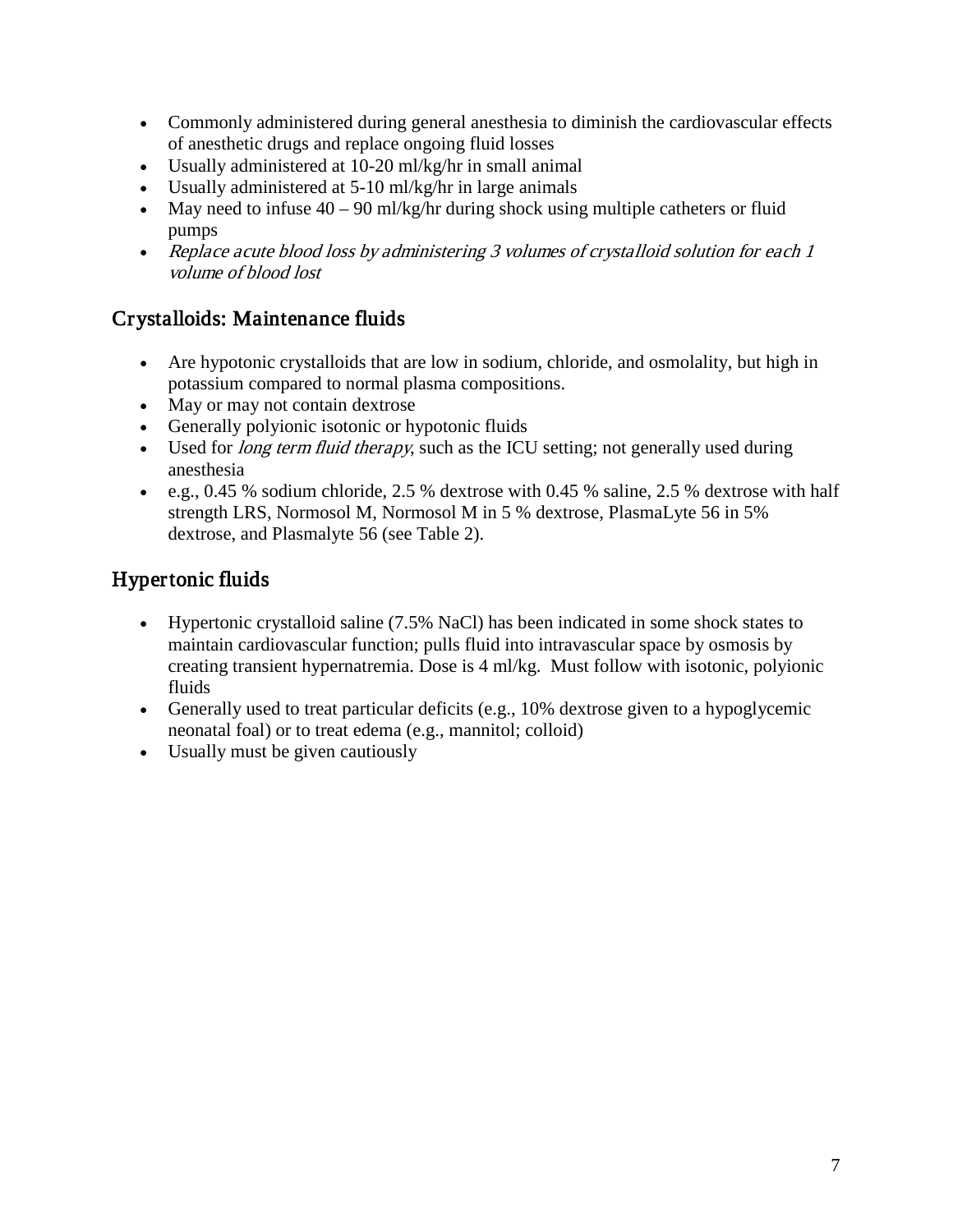- Commonly administered during general anesthesia to diminish the cardiovascular effects of anesthetic drugs and replace ongoing fluid losses
- Usually administered at 10-20 ml/kg/hr in small animal
- Usually administered at 5-10 ml/kg/hr in large animals
- May need to infuse 40 – 90 ml/kg/hr during shock using multiple catheters or fluid pumps
- *Replace acute blood loss by administering 3 volumes of crystalloid solution for each 1 volume of blood lost*

## Crystalloids: Maintenance fluids

- Are hypotonic crystalloids that are low in sodium, chloride, and osmolality, but high in potassium compared to normal plasma compositions.
- May or may not contain dextrose
- Generally polyionic isotonic or hypotonic fluids
- Used for *long term fluid therapy*, such as the ICU setting; not generally used during anesthesia
- e.g., 0.45 % sodium chloride, 2.5 % dextrose with 0.45 % saline, 2.5 % dextrose with half strength LRS, Normosol M, Normosol M in 5 % dextrose, PlasmaLyte 56 in 5% dextrose, and Plasmalyte 56 (see Table 2).

## Hypertonic fluids

- Hypertonic crystalloid saline (7.5% NaCl) has been indicated in some shock states to maintain cardiovascular function; pulls fluid into intravascular space by osmosis by creating transient hypernatremia. Dose is 4 ml/kg. Must follow with isotonic, polyionic fluids
- Generally used to treat particular deficits (e.g., 10% dextrose given to a hypoglycemic neonatal foal) or to treat edema (e.g., mannitol; colloid)
- Usually must be given cautiously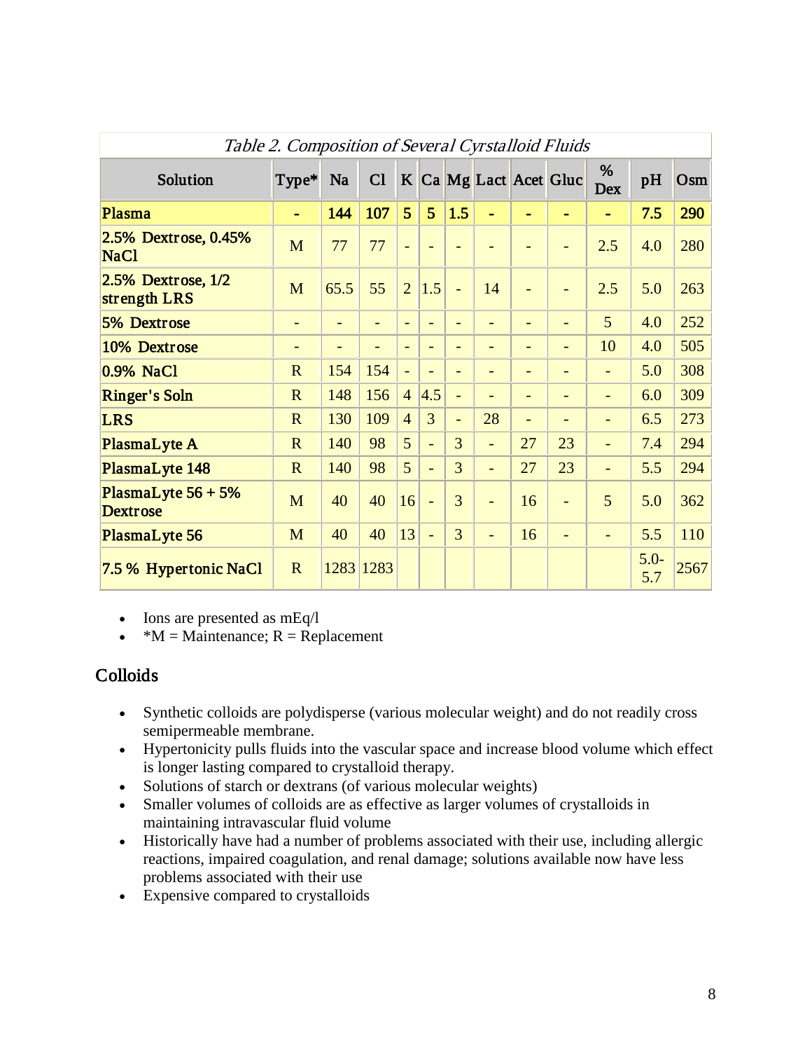*Table 2. Composition of Several Cyrstalloid Fluids*

| Solution | Type* | Na | Cl | K | Ca | Mg | Lact | Acet | Gluc | % Dex | pH | Osm |
|---|---|---|---|---|---|---|---|---|---|---|---|---|
| **Plasma** | - | **144** | **107** | **5** | **5** | **1.5** | - | - | - | - | **7.5** | **290** |
| 2.5% Dextrose, 0.45% NaCl | M | 77 | 77 | - | - | - | - | - | - | 2.5 | 4.0 | 280 |
| 2.5% Dextrose, 1/2 strength LRS | M | 65.5 | 55 | 2 | 1.5 | - | 14 | - | - | 2.5 | 5.0 | 263 |
| 5% Dextrose | - | - | - | - | - | - | - | - | - | 5 | 4.0 | 252 |
| 10% Dextrose | - | - | - | - | - | - | - | - | - | 10 | 4.0 | 505 |
| 0.9% NaCl | R | 154 | 154 | - | - | - | - | - | - | - | 5.0 | 308 |
| Ringer's Soln | R | 148 | 156 | 4 | 4.5 | - | - | - | - | - | 6.0 | 309 |
| LRS | R | 130 | 109 | 4 | 3 | - | 28 | - | - | - | 6.5 | 273 |
| PlasmaLyte A | R | 140 | 98 | 5 | - | 3 | - | 27 | 23 | - | 7.4 | 294 |
| PlasmaLyte 148 | R | 140 | 98 | 5 | - | 3 | - | 27 | 23 | - | 5.5 | 294 |
| PlasmaLyte 56 + 5% Dextrose | M | 40 | 40 | 16 | - | 3 | - | 16 | - | 5 | 5.0 | 362 |
| PlasmaLyte 56 | M | 40 | 40 | 13 | - | 3 | - | 16 | - | - | 5.5 | 110 |
| 7.5 % Hypertonic NaCl | R | 1283 | 1283 | | | | | | | | 5.0-5.7 | 2567 |

- Ions are presented as mEq/l
- *M = Maintenance; R = Replacement

## Colloids

- Synthetic colloids are polydisperse (various molecular weight) and do not readily cross semipermeable membrane.
- Hypertonicity pulls fluids into the vascular space and increase blood volume which effect is longer lasting compared to crystalloid therapy.
- Solutions of starch or dextrans (of various molecular weights)
- Smaller volumes of colloids are as effective as larger volumes of crystalloids in maintaining intravascular fluid volume
- Historically have had a number of problems associated with their use, including allergic reactions, impaired coagulation, and renal damage; solutions available now have less problems associated with their use
- Expensive compared to crystalloids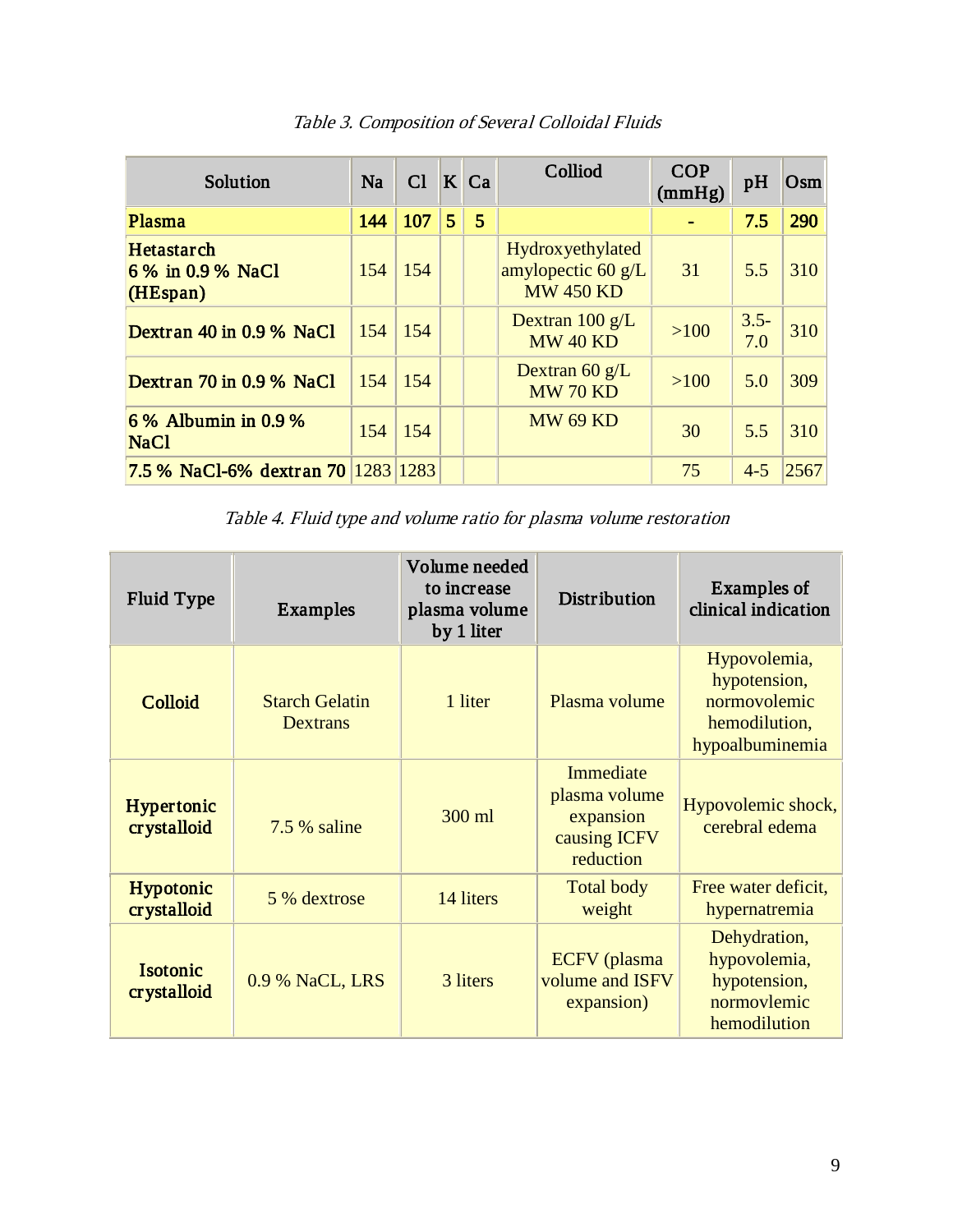*Table 3. Composition of Several Colloidal Fluids*

| Solution | Na | Cl | K | Ca | Colliod | COP (mmHg) | pH | Osm |
|---|---|---|---|---|---|---|---|---|
| **Plasma** | **144** | **107** | **5** | **5** | | **-** | **7.5** | **290** |
| **Hetastarch 6 % in 0.9 % NaCl (HEspan)** | 154 | 154 | | | Hydroxyethylated amylopectic 60 g/L MW 450 KD | 31 | 5.5 | 310 |
| **Dextran 40 in 0.9 % NaCl** | 154 | 154 | | | Dextran 100 g/L MW 40 KD | >100 | 3.5-7.0 | 310 |
| **Dextran 70 in 0.9 % NaCl** | 154 | 154 | | | Dextran 60 g/L MW 70 KD | >100 | 5.0 | 309 |
| **6 % Albumin in 0.9 % NaCl** | 154 | 154 | | | MW 69 KD | 30 | 5.5 | 310 |
| **7.5 % NaCl-6% dextran 70** | 1283 | 1283 | | | | 75 | 4-5 | 2567 |

*Table 4. Fluid type and volume ratio for plasma volume restoration*

| Fluid Type | Examples | Volume needed to increase plasma volume by 1 liter | Distribution | Examples of clinical indication |
|---|---|---|---|---|
| **Colloid** | Starch Gelatin Dextrans | 1 liter | Plasma volume | Hypovolemia, hypotension, normovolemic hemodilution, hypoalbuminemia |
| **Hypertonic crystalloid** | 7.5 % saline | 300 ml | Immediate plasma volume expansion causing ICFV reduction | Hypovolemic shock, cerebral edema |
| **Hypotonic crystalloid** | 5 % dextrose | 14 liters | Total body weight | Free water deficit, hypernatremia |
| **Isotonic crystalloid** | 0.9 % NaCL, LRS | 3 liters | ECFV (plasma volume and ISFV expansion) | Dehydration, hypovolemia, hypotension, normovlemic hemodilution |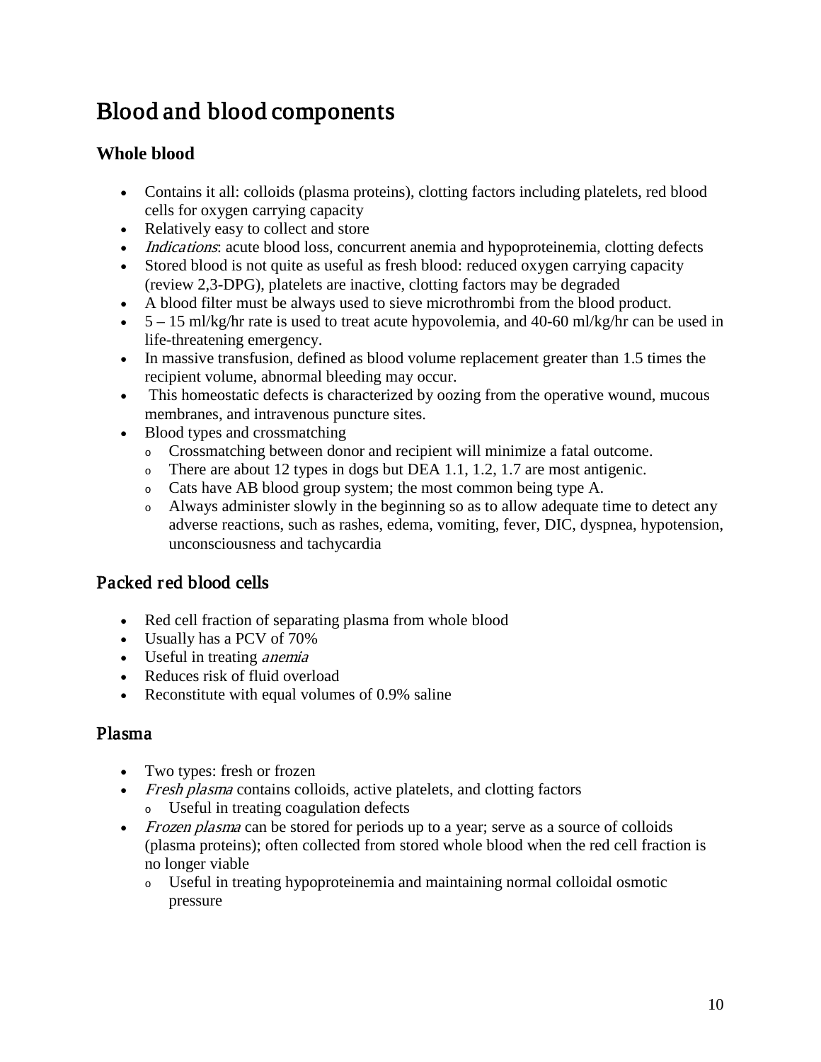# Blood and blood components

### Whole blood

- Contains it all: colloids (plasma proteins), clotting factors including platelets, red blood cells for oxygen carrying capacity
- Relatively easy to collect and store
- *Indications*: acute blood loss, concurrent anemia and hypoproteinemia, clotting defects
- Stored blood is not quite as useful as fresh blood: reduced oxygen carrying capacity (review 2,3-DPG), platelets are inactive, clotting factors may be degraded
- A blood filter must be always used to sieve microthrombi from the blood product.
- 5 – 15 ml/kg/hr rate is used to treat acute hypovolemia, and 40-60 ml/kg/hr can be used in life-threatening emergency.
- In massive transfusion, defined as blood volume replacement greater than 1.5 times the recipient volume, abnormal bleeding may occur.
- This homeostatic defects is characterized by oozing from the operative wound, mucous membranes, and intravenous puncture sites.
- Blood types and crossmatching
  - Crossmatching between donor and recipient will minimize a fatal outcome.
  - There are about 12 types in dogs but DEA 1.1, 1.2, 1.7 are most antigenic.
  - Cats have AB blood group system; the most common being type A.
  - Always administer slowly in the beginning so as to allow adequate time to detect any adverse reactions, such as rashes, edema, vomiting, fever, DIC, dyspnea, hypotension, unconsciousness and tachycardia

## Packed red blood cells

- Red cell fraction of separating plasma from whole blood
- Usually has a PCV of 70%
- Useful in treating *anemia*
- Reduces risk of fluid overload
- Reconstitute with equal volumes of 0.9% saline

## Plasma

- Two types: fresh or frozen
- *Fresh plasma* contains colloids, active platelets, and clotting factors
  - Useful in treating coagulation defects
- *Frozen plasma* can be stored for periods up to a year; serve as a source of colloids (plasma proteins); often collected from stored whole blood when the red cell fraction is no longer viable
  - Useful in treating hypoproteinemia and maintaining normal colloidal osmotic pressure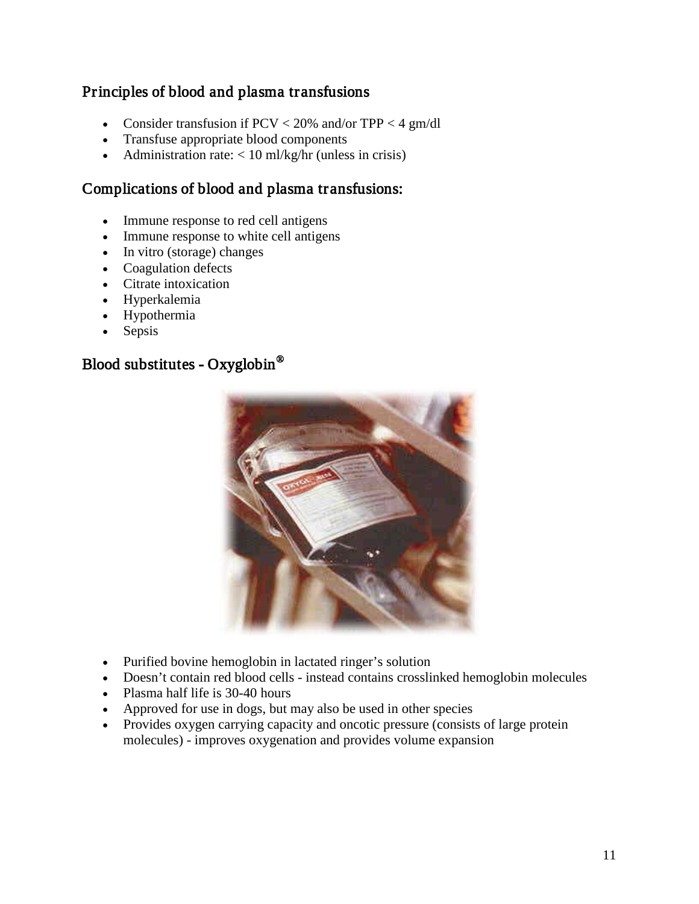## Principles of blood and plasma transfusions

- Consider transfusion if PCV < 20% and/or TPP < 4 gm/dl
- Transfuse appropriate blood components
- Administration rate: < 10 ml/kg/hr (unless in crisis)

## Complications of blood and plasma transfusions:

- Immune response to red cell antigens
- Immune response to white cell antigens
- In vitro (storage) changes
- Coagulation defects
- Citrate intoxication
- Hyperkalemia
- Hypothermia
- Sepsis

## Blood substitutes - Oxyglobin®

- Purified bovine hemoglobin in lactated ringer's solution
- Doesn't contain red blood cells - instead contains crosslinked hemoglobin molecules
- Plasma half life is 30-40 hours
- Approved for use in dogs, but may also be used in other species
- Provides oxygen carrying capacity and oncotic pressure (consists of large protein molecules) - improves oxygenation and provides volume expansion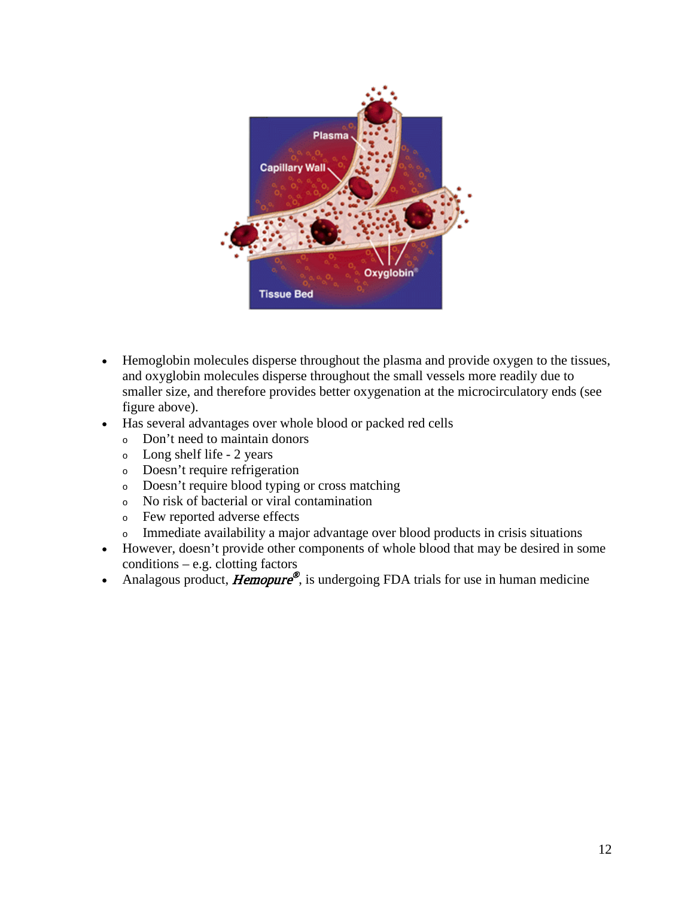- Hemoglobin molecules disperse throughout the plasma and provide oxygen to the tissues, and oxyglobin molecules disperse throughout the small vessels more readily due to smaller size, and therefore provides better oxygenation at the microcirculatory ends (see figure above).
- Has several advantages over whole blood or packed red cells
  - Don't need to maintain donors
  - Long shelf life - 2 years
  - Doesn't require refrigeration
  - Doesn't require blood typing or cross matching
  - No risk of bacterial or viral contamination
  - Few reported adverse effects
  - Immediate availability a major advantage over blood products in crisis situations
- However, doesn't provide other components of whole blood that may be desired in some conditions – e.g. clotting factors
- Analagous product, ***Hemopure®***, is undergoing FDA trials for use in human medicine